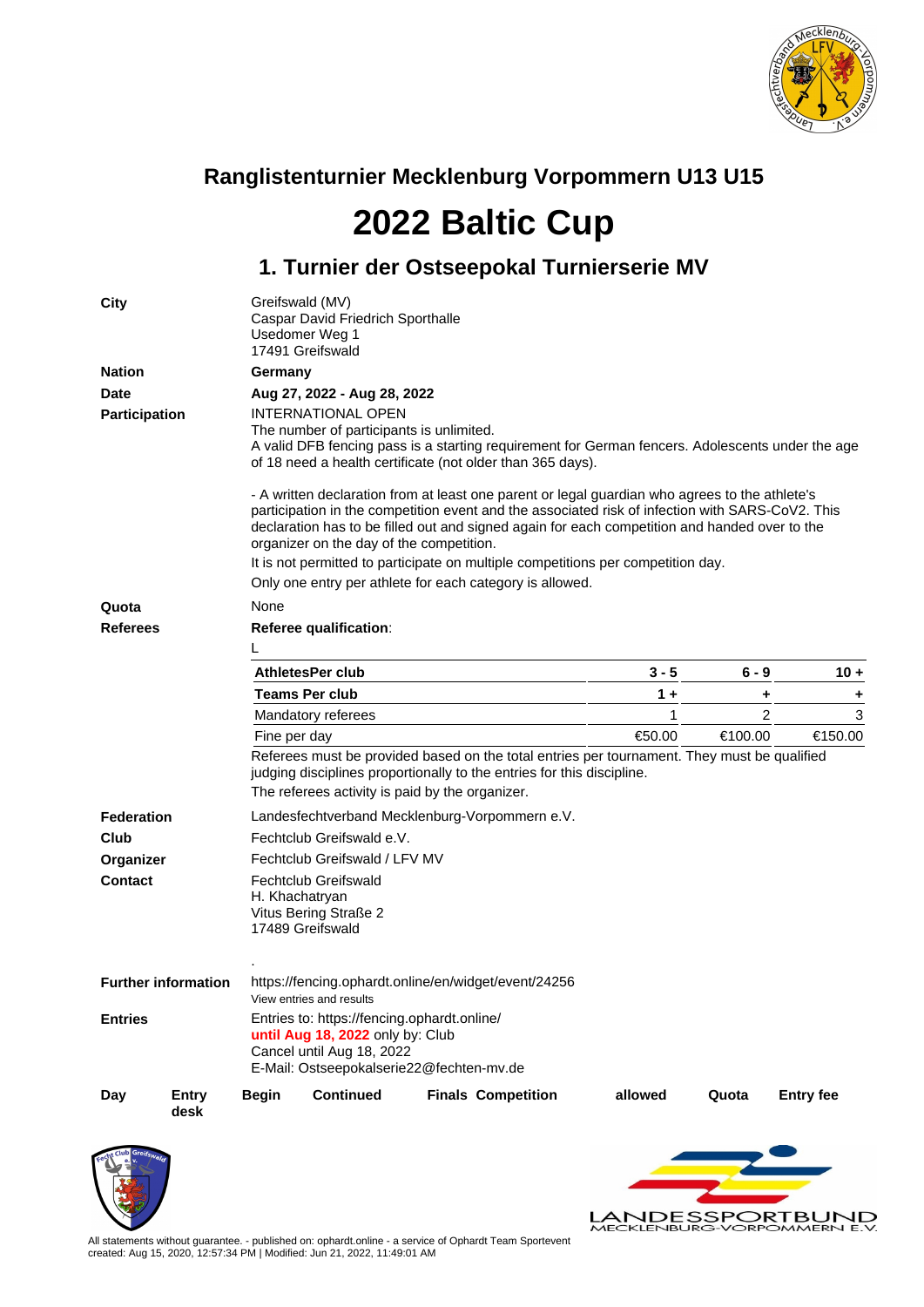## Ranglistenturnier Mecklenburg Vorpommern U13 U15

# 2022 Baltic Cup

## 1. Turnier der Ostseepokal Turnierserie MV

**City**
Greifswald (MV)
Caspar David Friedrich Sporthalle
Usedomer Weg 1
17491 Greifswald

**Nation**
**Germany**

**Date**
**Aug 27, 2022 - Aug 28, 2022**

**Participation**
INTERNATIONAL OPEN
The number of participants is unlimited.
A valid DFB fencing pass is a starting requirement for German fencers. Adolescents under the age of 18 need a health certificate (not older than 365 days).

- A written declaration from at least one parent or legal guardian who agrees to the athlete's participation in the competition event and the associated risk of infection with SARS-CoV2. This declaration has to be filled out and signed again for each competition and handed over to the organizer on the day of the competition.

It is not permitted to participate on multiple competitions per competition day.

Only one entry per athlete for each category is allowed.

**Quota**
None

**Referees**
**Referee qualification**:
L

| **AthletesPer club** | **3 - 5** | **6 - 9** | **10 +** |
|---|---|---|---|
| **Teams Per club** | **1 +** | **+** | **+** |
| Mandatory referees | 1 | 2 | 3 |
| Fine per day | €50.00 | €100.00 | €150.00 |

Referees must be provided based on the total entries per tournament. They must be qualified judging disciplines proportionally to the entries for this discipline.
The referees activity is paid by the organizer.

**Federation**
Landesfechtverband Mecklenburg-Vorpommern e.V.

**Club**
Fechtclub Greifswald e.V.

**Organizer**
Fechtclub Greifswald / LFV MV

**Contact**
Fechtclub Greifswald
H. Khachatryan
Vitus Bering Straße 2
17489 Greifswald

.

**Further information**
https://fencing.ophardt.online/en/widget/event/24256
View entries and results

**Entries**
Entries to: https://fencing.ophardt.online/
**until Aug 18, 2022** only by: Club
Cancel until Aug 18, 2022
E-Mail: Ostseepokalserie22@fechten-mv.de

| Day | Entry desk | Begin | Continued | Finals | Competition | allowed | Quota | Entry fee |
|---|---|---|---|---|---|---|---|---|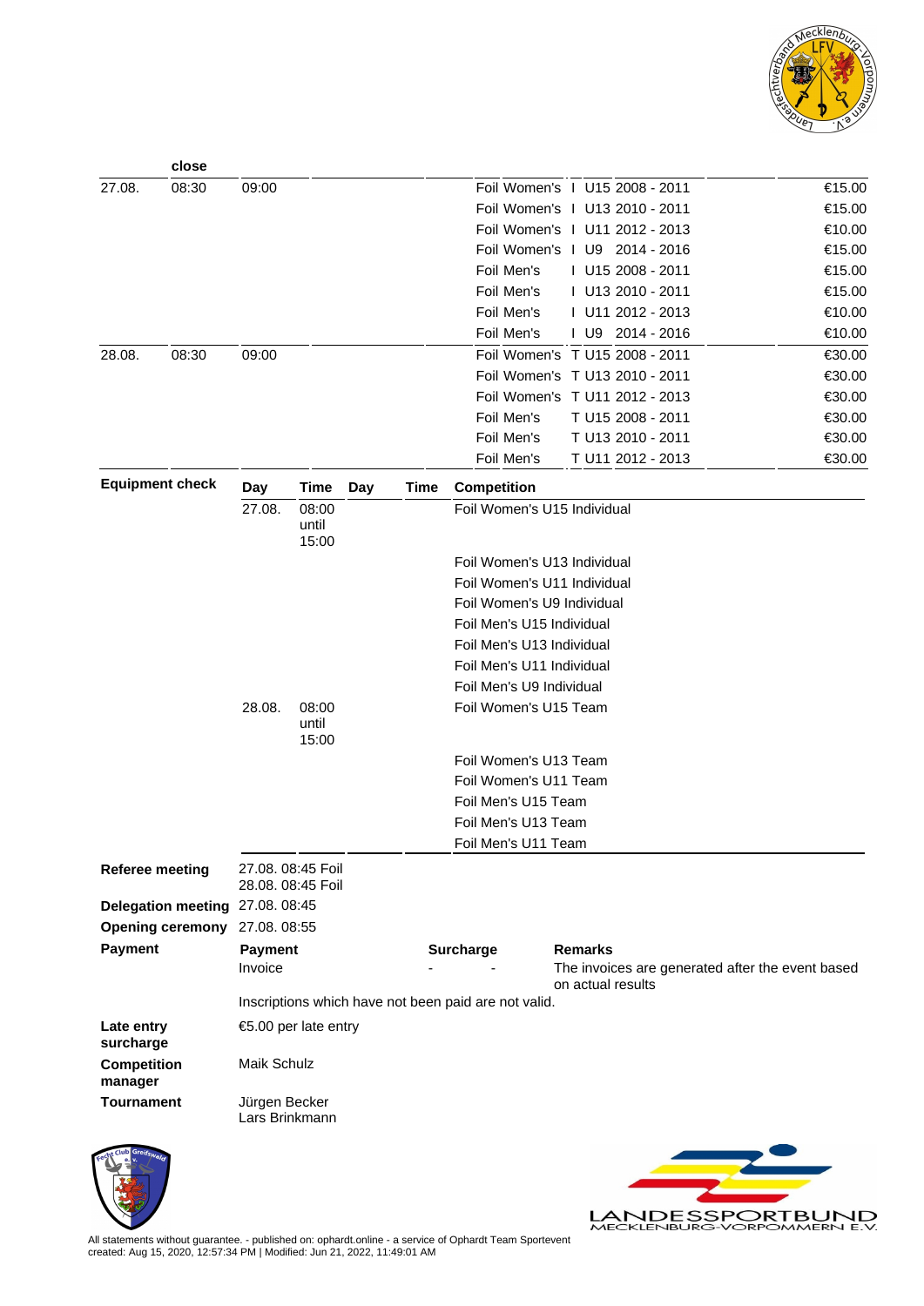| | close | | | | | | | |
|---|---|---|---|---|---|---|---|---|
| 27.08. | 08:30 | 09:00 | | | Foil Women's | I | U15 2008 - 2011 | €15.00 |
| | | | | | Foil Women's | I | U13 2010 - 2011 | €15.00 |
| | | | | | Foil Women's | I | U11 2012 - 2013 | €10.00 |
| | | | | | Foil Women's | I | U9 2014 - 2016 | €15.00 |
| | | | | | Foil Men's | I | U15 2008 - 2011 | €15.00 |
| | | | | | Foil Men's | I | U13 2010 - 2011 | €15.00 |
| | | | | | Foil Men's | I | U11 2012 - 2013 | €10.00 |
| | | | | | Foil Men's | I | U9 2014 - 2016 | €10.00 |
| 28.08. | 08:30 | 09:00 | | | Foil Women's | T | U15 2008 - 2011 | €30.00 |
| | | | | | Foil Women's | T | U13 2010 - 2011 | €30.00 |
| | | | | | Foil Women's | T | U11 2012 - 2013 | €30.00 |
| | | | | | Foil Men's | T | U15 2008 - 2011 | €30.00 |
| | | | | | Foil Men's | T | U13 2010 - 2011 | €30.00 |
| | | | | | Foil Men's | T | U11 2012 - 2013 | €30.00 |

**Equipment check**

| Day | Time | Day | Time | Competition |
|---|---|---|---|---|
| 27.08. | 08:00 until 15:00 | | | Foil Women's U15 Individual |
| | | | | Foil Women's U13 Individual |
| | | | | Foil Women's U11 Individual |
| | | | | Foil Women's U9 Individual |
| | | | | Foil Men's U15 Individual |
| | | | | Foil Men's U13 Individual |
| | | | | Foil Men's U11 Individual |
| | | | | Foil Men's U9 Individual |
| 28.08. | 08:00 until 15:00 | | | Foil Women's U15 Team |
| | | | | Foil Women's U13 Team |
| | | | | Foil Women's U11 Team |
| | | | | Foil Men's U15 Team |
| | | | | Foil Men's U13 Team |
| | | | | Foil Men's U11 Team |

**Referee meeting** 27.08. 08:45 Foil
28.08. 08:45 Foil

**Delegation meeting** 27.08. 08:45

**Opening ceremony** 27.08. 08:55

**Payment**

| Payment | Surcharge | Remarks |
|---|---|---|
| Invoice | - - | The invoices are generated after the event based on actual results |

Inscriptions which have not been paid are not valid.

**Late entry surcharge** €5.00 per late entry

**Competition manager** Maik Schulz

**Tournament** Jürgen Becker
Lars Brinkmann

All statements without guarantee. - published on: ophardt.online - a service of Ophardt Team Sportevent
created: Aug 15, 2020, 12:57:34 PM | Modified: Jun 21, 2022, 11:49:01 AM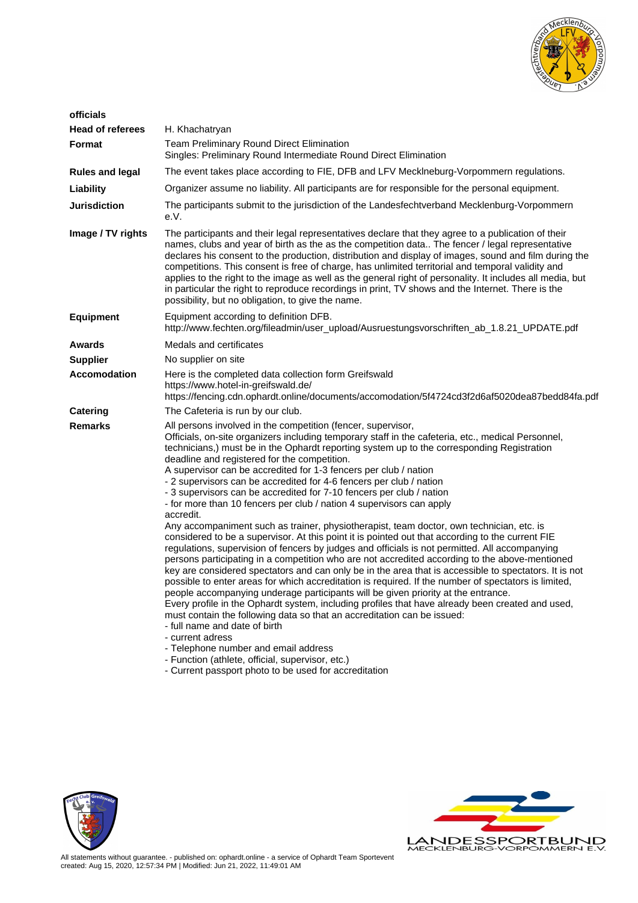| | |
|---|---|
| **officials** | |
| **Head of referees** | H. Khachatryan |
| **Format** | Team Preliminary Round Direct Elimination<br>Singles: Preliminary Round Intermediate Round Direct Elimination |
| **Rules and legal** | The event takes place according to FIE, DFB and LFV Meckl​neburg-Vorpommern regulations. |
| **Liability** | Organizer assume no liability. All participants are for responsible for the personal equipment. |
| **Jurisdiction** | The participants submit to the jurisdiction of the Landesfechtverband Mecklenburg-Vorpommern e.V. |
| **Image / TV rights** | The participants and their legal representatives declare that they agree to a publication of their names, clubs and year of birth as the as the competition data.. The fencer / legal representative declares his consent to the production, distribution and display of images, sound and film during the competitions. This consent is free of charge, has unlimited territorial and temporal validity and applies to the right to the image as well as the general right of personality. It includes all media, but in particular the right to reproduce recordings in print, TV shows and the Internet. There is the possibility, but no obligation, to give the name. |
| **Equipment** | Equipment according to definition DFB.<br>http://www.fechten.org/fileadmin/user_upload/Ausruestungsvorschriften_ab_1.8.21_UPDATE.pdf |
| **Awards** | Medals and certificates |
| **Supplier** | No supplier on site |
| **Accomodation** | Here is the completed data collection form Greifswald<br>https://www.hotel-in-greifswald.de/<br>https://fencing.cdn.ophardt.online/documents/accomodation/5f4724cd3f2d6af5020dea87bedd84fa.pdf |
| **Catering** | The Cafeteria is run by our club. |
| **Remarks** | All persons involved in the competition (fencer, supervisor,<br>Officials, on-site organizers including temporary staff in the cafeteria, etc., medical Personnel, technicians,) must be in the Ophardt reporting system up to the corresponding Registration deadline and registered for the competition.<br>A supervisor can be accredited for 1-3 fencers per club / nation<br>- 2 supervisors can be accredited for 4-6 fencers per club / nation<br>- 3 supervisors can be accredited for 7-10 fencers per club / nation<br>- for more than 10 fencers per club / nation 4 supervisors can apply accredit.<br>Any accompaniment such as trainer, physiotherapist, team doctor, own technician, etc. is considered to be a supervisor. At this point it is pointed out that according to the current FIE regulations, supervision of fencers by judges and officials is not permitted. All accompanying persons participating in a competition who are not accredited according to the above-mentioned key are considered spectators and can only be in the area that is accessible to spectators. It is not possible to enter areas for which accreditation is required. If the number of spectators is limited, people accompanying underage participants will be given priority at the entrance.<br>Every profile in the Ophardt system, including profiles that have already been created and used, must contain the following data so that an accreditation can be issued:<br>- full name and date of birth<br>- current adress<br>- Telephone number and email address<br>- Function (athlete, official, supervisor, etc.)<br>- Current passport photo to be used for accreditation |

All statements without guarantee. - published on: ophardt.online - a service of Ophardt Team Sportevent
created: Aug 15, 2020, 12:57:34 PM | Modified: Jun 21, 2022, 11:49:01 AM